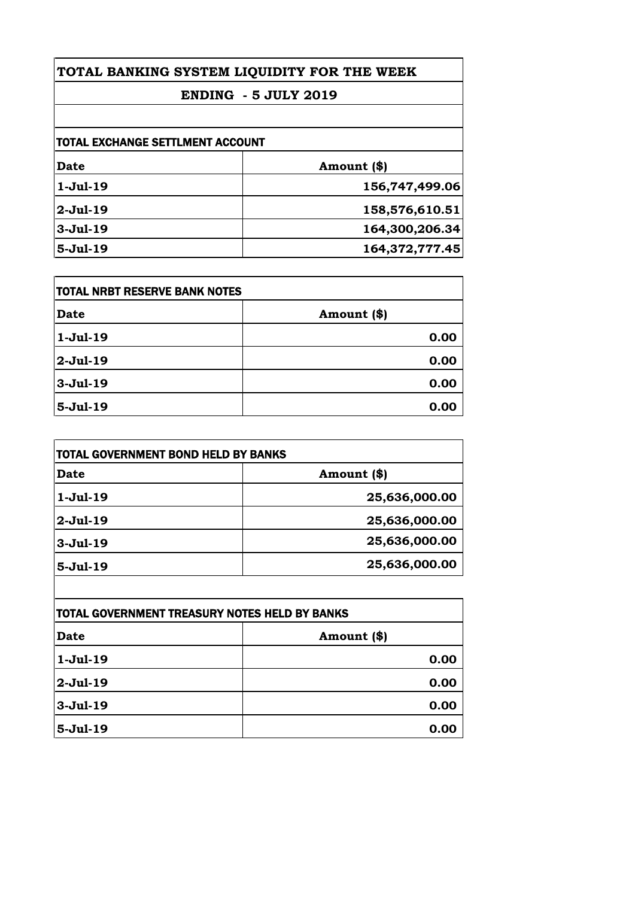# TOTAL BANKING SYSTEM LIQUIDITY FOR THE WEEK

## ENDING - 5 JULY 2019

### TOTAL EXCHANGE SETTLMENT ACCOUNT

| Date | Amount ($) |
|---|---|
| 1-Jul-19 | 156,747,499.06 |
| 2-Jul-19 | 158,576,610.51 |
| 3-Jul-19 | 164,300,206.34 |
| 5-Jul-19 | 164,372,777.45 |

### TOTAL NRBT RESERVE BANK NOTES

| Date | Amount ($) |
|---|---|
| 1-Jul-19 | 0.00 |
| 2-Jul-19 | 0.00 |
| 3-Jul-19 | 0.00 |
| 5-Jul-19 | 0.00 |

### TOTAL GOVERNMENT BOND HELD BY BANKS

| Date | Amount ($) |
|---|---|
| 1-Jul-19 | 25,636,000.00 |
| 2-Jul-19 | 25,636,000.00 |
| 3-Jul-19 | 25,636,000.00 |
| 5-Jul-19 | 25,636,000.00 |

### TOTAL GOVERNMENT TREASURY NOTES HELD BY BANKS

| Date | Amount ($) |
|---|---|
| 1-Jul-19 | 0.00 |
| 2-Jul-19 | 0.00 |
| 3-Jul-19 | 0.00 |
| 5-Jul-19 | 0.00 |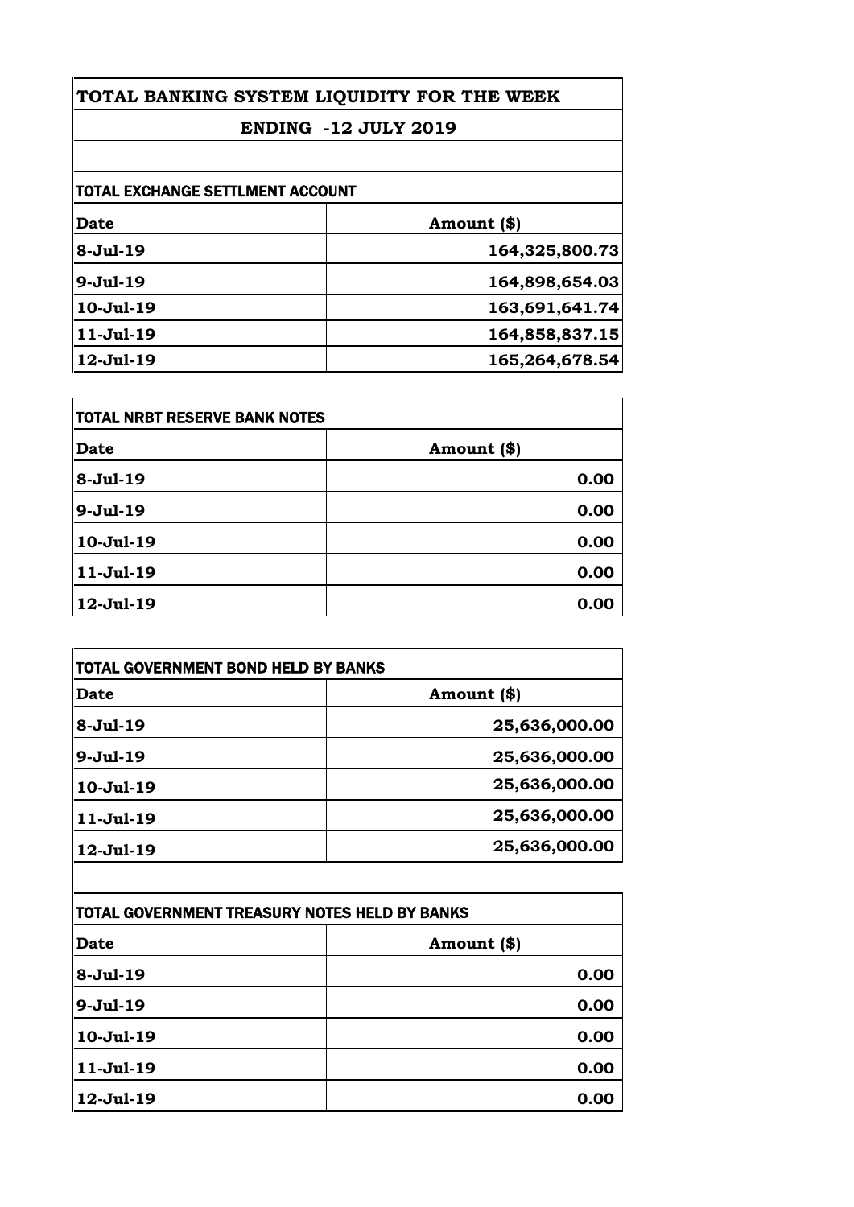# TOTAL BANKING SYSTEM LIQUIDITY FOR THE WEEK

## ENDING -12 JULY 2019

### TOTAL EXCHANGE SETTLMENT ACCOUNT

| Date | Amount ($) |
|---|---|
| 8-Jul-19 | 164,325,800.73 |
| 9-Jul-19 | 164,898,654.03 |
| 10-Jul-19 | 163,691,641.74 |
| 11-Jul-19 | 164,858,837.15 |
| 12-Jul-19 | 165,264,678.54 |

### TOTAL NRBT RESERVE BANK NOTES

| Date | Amount ($) |
|---|---|
| 8-Jul-19 | 0.00 |
| 9-Jul-19 | 0.00 |
| 10-Jul-19 | 0.00 |
| 11-Jul-19 | 0.00 |
| 12-Jul-19 | 0.00 |

### TOTAL GOVERNMENT BOND HELD BY BANKS

| Date | Amount ($) |
|---|---|
| 8-Jul-19 | 25,636,000.00 |
| 9-Jul-19 | 25,636,000.00 |
| 10-Jul-19 | 25,636,000.00 |
| 11-Jul-19 | 25,636,000.00 |
| 12-Jul-19 | 25,636,000.00 |

### TOTAL GOVERNMENT TREASURY NOTES HELD BY BANKS

| Date | Amount ($) |
|---|---|
| 8-Jul-19 | 0.00 |
| 9-Jul-19 | 0.00 |
| 10-Jul-19 | 0.00 |
| 11-Jul-19 | 0.00 |
| 12-Jul-19 | 0.00 |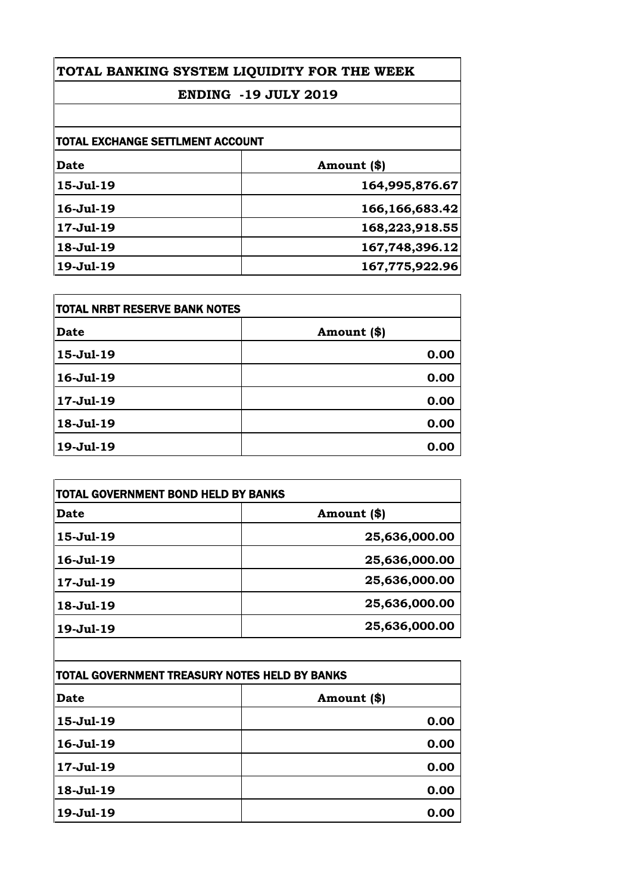# TOTAL BANKING SYSTEM LIQUIDITY FOR THE WEEK

## ENDING -19 JULY 2019

### TOTAL EXCHANGE SETTLMENT ACCOUNT

| Date | Amount ($) |
|---|---|
| 15-Jul-19 | 164,995,876.67 |
| 16-Jul-19 | 166,166,683.42 |
| 17-Jul-19 | 168,223,918.55 |
| 18-Jul-19 | 167,748,396.12 |
| 19-Jul-19 | 167,775,922.96 |

### TOTAL NRBT RESERVE BANK NOTES

| Date | Amount ($) |
|---|---|
| 15-Jul-19 | 0.00 |
| 16-Jul-19 | 0.00 |
| 17-Jul-19 | 0.00 |
| 18-Jul-19 | 0.00 |
| 19-Jul-19 | 0.00 |

### TOTAL GOVERNMENT BOND HELD BY BANKS

| Date | Amount ($) |
|---|---|
| 15-Jul-19 | 25,636,000.00 |
| 16-Jul-19 | 25,636,000.00 |
| 17-Jul-19 | 25,636,000.00 |
| 18-Jul-19 | 25,636,000.00 |
| 19-Jul-19 | 25,636,000.00 |

### TOTAL GOVERNMENT TREASURY NOTES HELD BY BANKS

| Date | Amount ($) |
|---|---|
| 15-Jul-19 | 0.00 |
| 16-Jul-19 | 0.00 |
| 17-Jul-19 | 0.00 |
| 18-Jul-19 | 0.00 |
| 19-Jul-19 | 0.00 |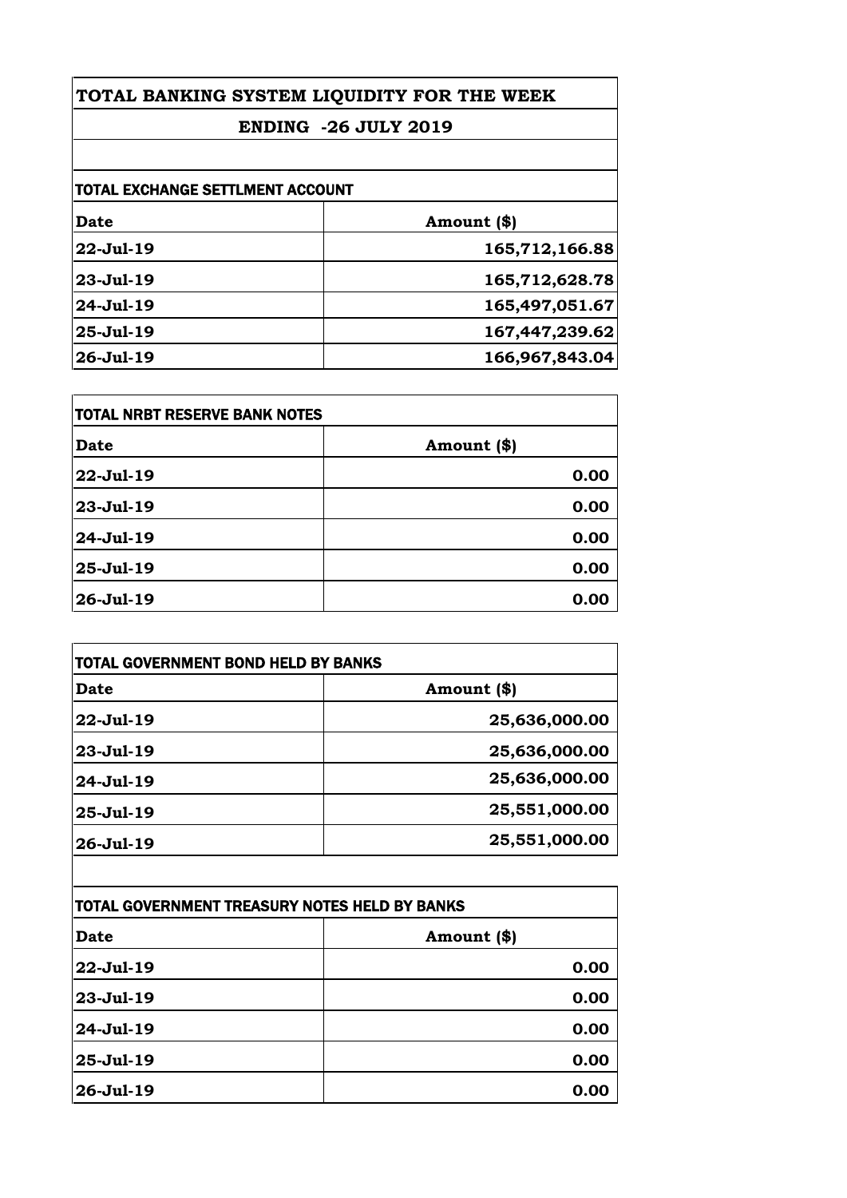# TOTAL BANKING SYSTEM LIQUIDITY FOR THE WEEK

## ENDING -26 JULY 2019

### TOTAL EXCHANGE SETTLMENT ACCOUNT

| Date | Amount ($) |
| --- | --- |
| 22-Jul-19 | 165,712,166.88 |
| 23-Jul-19 | 165,712,628.78 |
| 24-Jul-19 | 165,497,051.67 |
| 25-Jul-19 | 167,447,239.62 |
| 26-Jul-19 | 166,967,843.04 |

### TOTAL NRBT RESERVE BANK NOTES

| Date | Amount ($) |
| --- | --- |
| 22-Jul-19 | 0.00 |
| 23-Jul-19 | 0.00 |
| 24-Jul-19 | 0.00 |
| 25-Jul-19 | 0.00 |
| 26-Jul-19 | 0.00 |

### TOTAL GOVERNMENT BOND HELD BY BANKS

| Date | Amount ($) |
| --- | --- |
| 22-Jul-19 | 25,636,000.00 |
| 23-Jul-19 | 25,636,000.00 |
| 24-Jul-19 | 25,636,000.00 |
| 25-Jul-19 | 25,551,000.00 |
| 26-Jul-19 | 25,551,000.00 |

### TOTAL GOVERNMENT TREASURY NOTES HELD BY BANKS

| Date | Amount ($) |
| --- | --- |
| 22-Jul-19 | 0.00 |
| 23-Jul-19 | 0.00 |
| 24-Jul-19 | 0.00 |
| 25-Jul-19 | 0.00 |
| 26-Jul-19 | 0.00 |